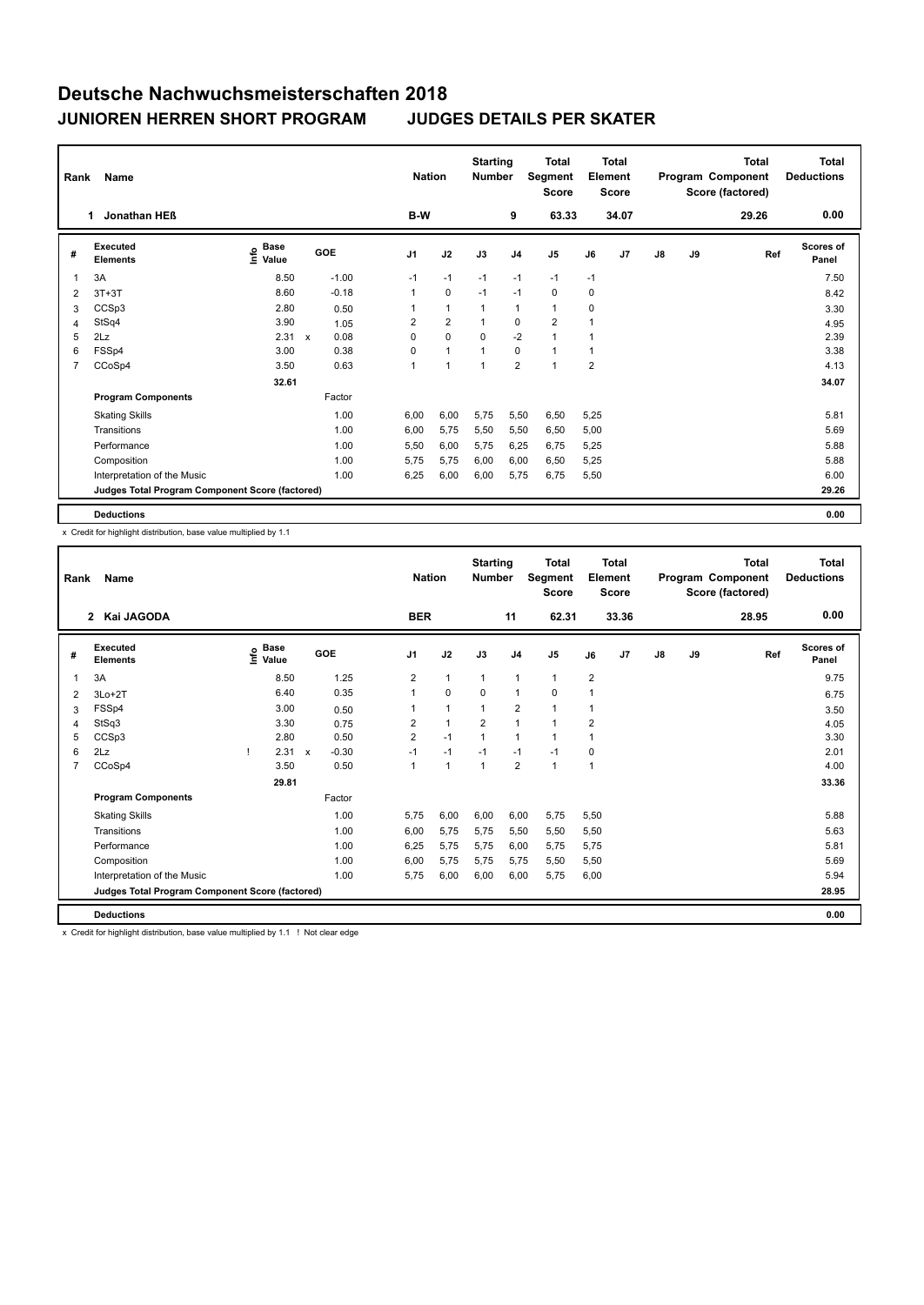# Deutsche Nachwuchsmeisterschaften 2018

## JUNIOREN HERREN SHORT PROGRAM    JUDGES DETAILS PER SKATER

| Rank | Name | Nation | Starting Number | Total Segment Score | Total Element Score | Total Program Component Score (factored) | Total Deductions |
|---|---|---|---|---|---|---|---|
| 1 | Jonathan HEß | B-W | 9 | 63.33 | 34.07 | 29.26 | 0.00 |

| # | Executed Elements | Info | Base Value | | GOE | J1 | J2 | J3 | J4 | J5 | J6 | J7 | J8 | J9 | Ref | Scores of Panel |
|---|---|---|---|---|---|---|---|---|---|---|---|---|---|---|---|---|
| 1 | 3A | | 8.50 | | -1.00 | -1 | -1 | -1 | -1 | -1 | -1 | | | | | 7.50 |
| 2 | 3T+3T | | 8.60 | | -0.18 | 1 | 0 | -1 | -1 | 0 | 0 | | | | | 8.42 |
| 3 | CCSp3 | | 2.80 | | 0.50 | 1 | 1 | 1 | 1 | 1 | 0 | | | | | 3.30 |
| 4 | StSq4 | | 3.90 | | 1.05 | 2 | 2 | 1 | 0 | 2 | 1 | | | | | 4.95 |
| 5 | 2Lz | | 2.31 | x | 0.08 | 0 | 0 | 0 | -2 | 1 | 1 | | | | | 2.39 |
| 6 | FSSp4 | | 3.00 | | 0.38 | 0 | 1 | 1 | 0 | 1 | 1 | | | | | 3.38 |
| 7 | CCoSp4 | | 3.50 | | 0.63 | 1 | 1 | 1 | 2 | 1 | 2 | | | | | 4.13 |
| | | | 32.61 | | | | | | | | | | | | | 34.07 |
| | **Program Components** | | | | Factor | | | | | | | | | | | |
| | Skating Skills | | | | 1.00 | 6,00 | 6,00 | 5,75 | 5,50 | 6,50 | 5,25 | | | | | 5.81 |
| | Transitions | | | | 1.00 | 6,00 | 5,75 | 5,50 | 5,50 | 6,50 | 5,00 | | | | | 5.69 |
| | Performance | | | | 1.00 | 5,50 | 6,00 | 5,75 | 6,25 | 6,75 | 5,25 | | | | | 5.88 |
| | Composition | | | | 1.00 | 5,75 | 5,75 | 6,00 | 6,00 | 6,50 | 5,25 | | | | | 5.88 |
| | Interpretation of the Music | | | | 1.00 | 6,25 | 6,00 | 6,00 | 5,75 | 6,75 | 5,50 | | | | | 6.00 |
| | **Judges Total Program Component Score (factored)** | | | | | | | | | | | | | | | 29.26 |
| | **Deductions** | | | | | | | | | | | | | | | 0.00 |

x Credit for highlight distribution, base value multiplied by 1.1

| Rank | Name | Nation | Starting Number | Total Segment Score | Total Element Score | Total Program Component Score (factored) | Total Deductions |
|---|---|---|---|---|---|---|---|
| 2 | Kai JAGODA | BER | 11 | 62.31 | 33.36 | 28.95 | 0.00 |

| # | Executed Elements | Info | Base Value | | GOE | J1 | J2 | J3 | J4 | J5 | J6 | J7 | J8 | J9 | Ref | Scores of Panel |
|---|---|---|---|---|---|---|---|---|---|---|---|---|---|---|---|---|
| 1 | 3A | | 8.50 | | 1.25 | 2 | 1 | 1 | 1 | 1 | 2 | | | | | 9.75 |
| 2 | 3Lo+2T | | 6.40 | | 0.35 | 1 | 0 | 0 | 1 | 0 | 1 | | | | | 6.75 |
| 3 | FSSp4 | | 3.00 | | 0.50 | 1 | 1 | 1 | 2 | 1 | 1 | | | | | 3.50 |
| 4 | StSq3 | | 3.30 | | 0.75 | 2 | 1 | 2 | 1 | 1 | 2 | | | | | 4.05 |
| 5 | CCSp3 | | 2.80 | | 0.50 | 2 | -1 | 1 | 1 | 1 | 1 | | | | | 3.30 |
| 6 | 2Lz | ! | 2.31 | x | -0.30 | -1 | -1 | -1 | -1 | -1 | 0 | | | | | 2.01 |
| 7 | CCoSp4 | | 3.50 | | 0.50 | 1 | 1 | 1 | 2 | 1 | 1 | | | | | 4.00 |
| | | | 29.81 | | | | | | | | | | | | | 33.36 |
| | **Program Components** | | | | Factor | | | | | | | | | | | |
| | Skating Skills | | | | 1.00 | 5,75 | 6,00 | 6,00 | 6,00 | 5,75 | 5,50 | | | | | 5.88 |
| | Transitions | | | | 1.00 | 6,00 | 5,75 | 5,75 | 5,50 | 5,50 | 5,50 | | | | | 5.63 |
| | Performance | | | | 1.00 | 6,25 | 5,75 | 5,75 | 6,00 | 5,75 | 5,75 | | | | | 5.81 |
| | Composition | | | | 1.00 | 6,00 | 5,75 | 5,75 | 5,75 | 5,50 | 5,50 | | | | | 5.69 |
| | Interpretation of the Music | | | | 1.00 | 5,75 | 6,00 | 6,00 | 6,00 | 5,75 | 6,00 | | | | | 5.94 |
| | **Judges Total Program Component Score (factored)** | | | | | | | | | | | | | | | 28.95 |
| | **Deductions** | | | | | | | | | | | | | | | 0.00 |

x Credit for highlight distribution, base value multiplied by 1.1 ! Not clear edge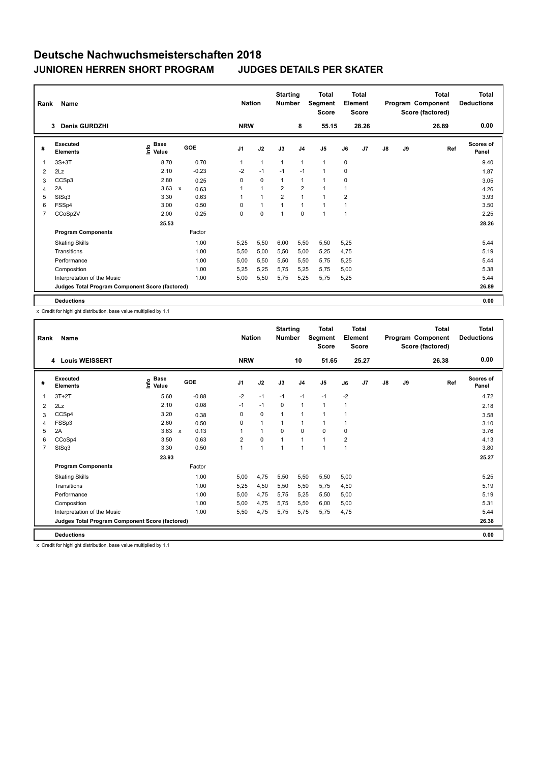# Deutsche Nachwuchsmeisterschaften 2018

## JUNIOREN HERREN SHORT PROGRAM JUDGES DETAILS PER SKATER

| Rank | Name | Nation | Starting Number | Total Segment Score | Total Element Score | Total Program Component Score (factored) | Total Deductions |
|---|---|---|---|---|---|---|---|
| 3 | Denis GURDZHI | NRW | 8 | 55.15 | 28.26 | 26.89 | 0.00 |

| # | Executed Elements | Info | Base Value | | GOE | J1 | J2 | J3 | J4 | J5 | J6 | J7 | J8 | J9 | Ref | Scores of Panel |
|---|---|---|---|---|---|---|---|---|---|---|---|---|---|---|---|---|
| 1 | 3S+3T | | 8.70 | | 0.70 | 1 | 1 | 1 | 1 | 1 | 0 | | | | | 9.40 |
| 2 | 2Lz | | 2.10 | | -0.23 | -2 | -1 | -1 | -1 | 1 | 0 | | | | | 1.87 |
| 3 | CCSp3 | | 2.80 | | 0.25 | 0 | 0 | 1 | 1 | 1 | 0 | | | | | 3.05 |
| 4 | 2A | | 3.63 | x | 0.63 | 1 | 1 | 2 | 2 | 1 | 1 | | | | | 4.26 |
| 5 | StSq3 | | 3.30 | | 0.63 | 1 | 1 | 2 | 1 | 1 | 2 | | | | | 3.93 |
| 6 | FSSp4 | | 3.00 | | 0.50 | 0 | 1 | 1 | 1 | 1 | 1 | | | | | 3.50 |
| 7 | CCoSp2V | | 2.00 | | 0.25 | 0 | 0 | 1 | 0 | 1 | 1 | | | | | 2.25 |
| | | | 25.53 | | | | | | | | | | | | | 28.26 |
| | **Program Components** | | | | Factor | | | | | | | | | | | |
| | Skating Skills | | | | 1.00 | 5,25 | 5,50 | 6,00 | 5,50 | 5,50 | 5,25 | | | | | 5.44 |
| | Transitions | | | | 1.00 | 5,50 | 5,00 | 5,50 | 5,00 | 5,25 | 4,75 | | | | | 5.19 |
| | Performance | | | | 1.00 | 5,00 | 5,50 | 5,50 | 5,50 | 5,75 | 5,25 | | | | | 5.44 |
| | Composition | | | | 1.00 | 5,25 | 5,25 | 5,75 | 5,25 | 5,75 | 5,00 | | | | | 5.38 |
| | Interpretation of the Music | | | | 1.00 | 5,00 | 5,50 | 5,75 | 5,25 | 5,75 | 5,25 | | | | | 5.44 |
| | **Judges Total Program Component Score (factored)** | | | | | | | | | | | | | | | 26.89 |
| | **Deductions** | | | | | | | | | | | | | | | 0.00 |

x Credit for highlight distribution, base value multiplied by 1.1

| Rank | Name | Nation | Starting Number | Total Segment Score | Total Element Score | Total Program Component Score (factored) | Total Deductions |
|---|---|---|---|---|---|---|---|
| 4 | Louis WEISSERT | NRW | 10 | 51.65 | 25.27 | 26.38 | 0.00 |

| # | Executed Elements | Info | Base Value | | GOE | J1 | J2 | J3 | J4 | J5 | J6 | J7 | J8 | J9 | Ref | Scores of Panel |
|---|---|---|---|---|---|---|---|---|---|---|---|---|---|---|---|---|
| 1 | 3T+2T | | 5.60 | | -0.88 | -2 | -1 | -1 | -1 | -1 | -2 | | | | | 4.72 |
| 2 | 2Lz | | 2.10 | | 0.08 | -1 | -1 | 0 | 1 | 1 | 1 | | | | | 2.18 |
| 3 | CCSp4 | | 3.20 | | 0.38 | 0 | 0 | 1 | 1 | 1 | 1 | | | | | 3.58 |
| 4 | FSSp3 | | 2.60 | | 0.50 | 0 | 1 | 1 | 1 | 1 | 1 | | | | | 3.10 |
| 5 | 2A | | 3.63 | x | 0.13 | 1 | 1 | 0 | 0 | 0 | 0 | | | | | 3.76 |
| 6 | CCoSp4 | | 3.50 | | 0.63 | 2 | 0 | 1 | 1 | 1 | 2 | | | | | 4.13 |
| 7 | StSq3 | | 3.30 | | 0.50 | 1 | 1 | 1 | 1 | 1 | 1 | | | | | 3.80 |
| | | | 23.93 | | | | | | | | | | | | | 25.27 |
| | **Program Components** | | | | Factor | | | | | | | | | | | |
| | Skating Skills | | | | 1.00 | 5,00 | 4,75 | 5,50 | 5,50 | 5,50 | 5,00 | | | | | 5.25 |
| | Transitions | | | | 1.00 | 5,25 | 4,50 | 5,50 | 5,50 | 5,75 | 4,50 | | | | | 5.19 |
| | Performance | | | | 1.00 | 5,00 | 4,75 | 5,75 | 5,25 | 5,50 | 5,00 | | | | | 5.19 |
| | Composition | | | | 1.00 | 5,00 | 4,75 | 5,75 | 5,50 | 6,00 | 5,00 | | | | | 5.31 |
| | Interpretation of the Music | | | | 1.00 | 5,50 | 4,75 | 5,75 | 5,75 | 5,75 | 4,75 | | | | | 5.44 |
| | **Judges Total Program Component Score (factored)** | | | | | | | | | | | | | | | 26.38 |
| | **Deductions** | | | | | | | | | | | | | | | 0.00 |

x Credit for highlight distribution, base value multiplied by 1.1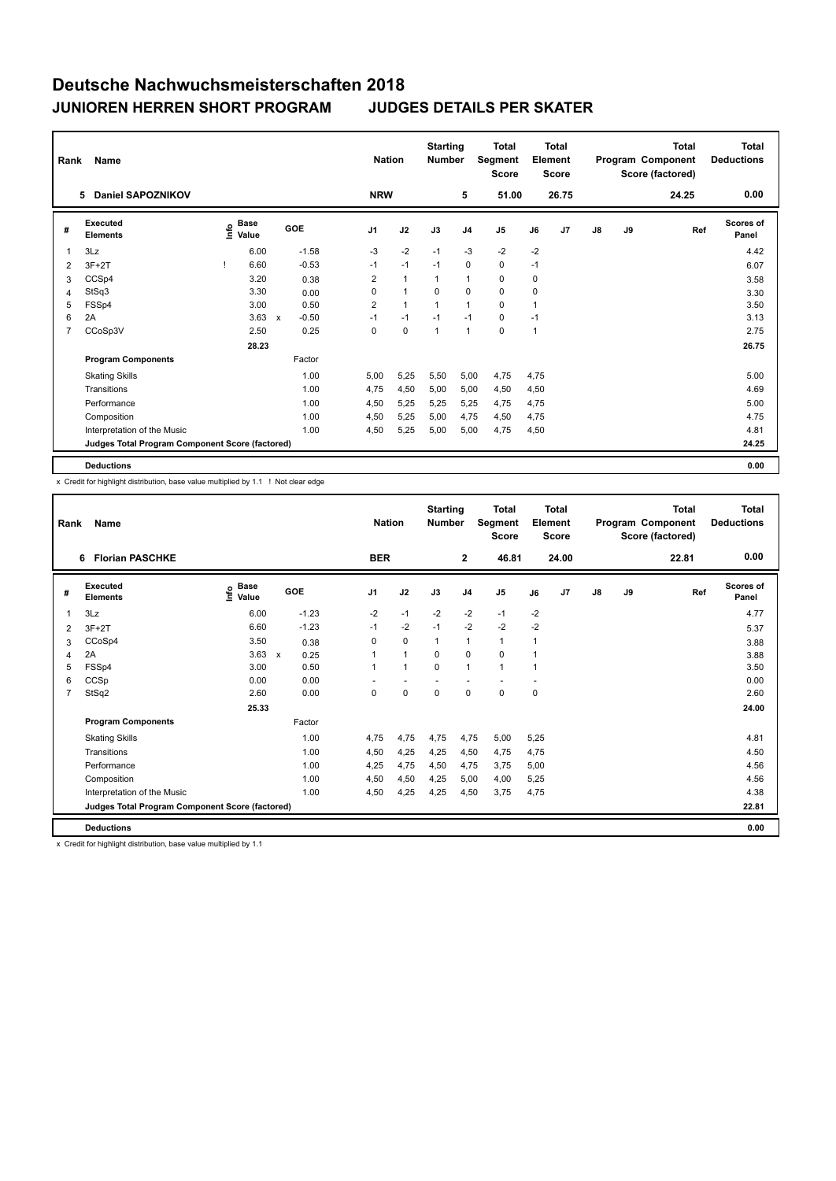# Deutsche Nachwuchsmeisterschaften 2018

## JUNIOREN HERREN SHORT PROGRAM　　　JUDGES DETAILS PER SKATER

| Rank | Name | Nation | Starting Number | Total Segment Score | Total Element Score | Total Program Component Score (factored) | Total Deductions |
|---|---|---|---|---|---|---|---|
| 5 | Daniel SAPOZNIKOV | NRW | 5 | 51.00 | 26.75 | 24.25 | 0.00 |

| # | Executed Elements | Info | Base Value | | GOE | J1 | J2 | J3 | J4 | J5 | J6 | J7 | J8 | J9 | Ref | Scores of Panel |
|---|---|---|---|---|---|---|---|---|---|---|---|---|---|---|---|---|
| 1 | 3Lz | | 6.00 | | -1.58 | -3 | -2 | -1 | -3 | -2 | -2 | | | | | 4.42 |
| 2 | 3F+2T | ! | 6.60 | | -0.53 | -1 | -1 | -1 | 0 | 0 | -1 | | | | | 6.07 |
| 3 | CCSp4 | | 3.20 | | 0.38 | 2 | 1 | 1 | 1 | 0 | 0 | | | | | 3.58 |
| 4 | StSq3 | | 3.30 | | 0.00 | 0 | 1 | 0 | 0 | 0 | 0 | | | | | 3.30 |
| 5 | FSSp4 | | 3.00 | | 0.50 | 2 | 1 | 1 | 1 | 0 | 1 | | | | | 3.50 |
| 6 | 2A | | 3.63 | x | -0.50 | -1 | -1 | -1 | -1 | 0 | -1 | | | | | 3.13 |
| 7 | CCoSp3V | | 2.50 | | 0.25 | 0 | 0 | 1 | 1 | 0 | 1 | | | | | 2.75 |
| | | | 28.23 | | | | | | | | | | | | | 26.75 |
| | **Program Components** | | | | Factor | | | | | | | | | | | |
| | Skating Skills | | | | 1.00 | 5,00 | 5,25 | 5,50 | 5,00 | 4,75 | 4,75 | | | | | 5.00 |
| | Transitions | | | | 1.00 | 4,75 | 4,50 | 5,00 | 5,00 | 4,50 | 4,50 | | | | | 4.69 |
| | Performance | | | | 1.00 | 4,50 | 5,25 | 5,25 | 5,25 | 4,75 | 4,75 | | | | | 5.00 |
| | Composition | | | | 1.00 | 4,50 | 5,25 | 5,00 | 4,75 | 4,50 | 4,75 | | | | | 4.75 |
| | Interpretation of the Music | | | | 1.00 | 4,50 | 5,25 | 5,00 | 5,00 | 4,75 | 4,50 | | | | | 4.81 |
| | **Judges Total Program Component Score (factored)** | | | | | | | | | | | | | | | 24.25 |
| | **Deductions** | | | | | | | | | | | | | | | 0.00 |

x Credit for highlight distribution, base value multiplied by 1.1　! Not clear edge

| Rank | Name | Nation | Starting Number | Total Segment Score | Total Element Score | Total Program Component Score (factored) | Total Deductions |
|---|---|---|---|---|---|---|---|
| 6 | Florian PASCHKE | BER | 2 | 46.81 | 24.00 | 22.81 | 0.00 |

| # | Executed Elements | Info | Base Value | | GOE | J1 | J2 | J3 | J4 | J5 | J6 | J7 | J8 | J9 | Ref | Scores of Panel |
|---|---|---|---|---|---|---|---|---|---|---|---|---|---|---|---|---|
| 1 | 3Lz | | 6.00 | | -1.23 | -2 | -1 | -2 | -2 | -1 | -2 | | | | | 4.77 |
| 2 | 3F+2T | | 6.60 | | -1.23 | -1 | -2 | -1 | -2 | -2 | -2 | | | | | 5.37 |
| 3 | CCoSp4 | | 3.50 | | 0.38 | 0 | 0 | 1 | 1 | 1 | 1 | | | | | 3.88 |
| 4 | 2A | | 3.63 | x | 0.25 | 1 | 1 | 0 | 0 | 0 | 1 | | | | | 3.88 |
| 5 | FSSp4 | | 3.00 | | 0.50 | 1 | 1 | 0 | 1 | 1 | 1 | | | | | 3.50 |
| 6 | CCSp | | 0.00 | | 0.00 | - | - | - | - | - | - | | | | | 0.00 |
| 7 | StSq2 | | 2.60 | | 0.00 | 0 | 0 | 0 | 0 | 0 | 0 | | | | | 2.60 |
| | | | 25.33 | | | | | | | | | | | | | 24.00 |
| | **Program Components** | | | | Factor | | | | | | | | | | | |
| | Skating Skills | | | | 1.00 | 4,75 | 4,75 | 4,75 | 4,75 | 5,00 | 5,25 | | | | | 4.81 |
| | Transitions | | | | 1.00 | 4,50 | 4,25 | 4,25 | 4,50 | 4,75 | 4,75 | | | | | 4.50 |
| | Performance | | | | 1.00 | 4,25 | 4,75 | 4,50 | 4,75 | 3,75 | 5,00 | | | | | 4.56 |
| | Composition | | | | 1.00 | 4,50 | 4,50 | 4,25 | 5,00 | 4,00 | 5,25 | | | | | 4.56 |
| | Interpretation of the Music | | | | 1.00 | 4,50 | 4,25 | 4,25 | 4,50 | 3,75 | 4,75 | | | | | 4.38 |
| | **Judges Total Program Component Score (factored)** | | | | | | | | | | | | | | | 22.81 |
| | **Deductions** | | | | | | | | | | | | | | | 0.00 |

x Credit for highlight distribution, base value multiplied by 1.1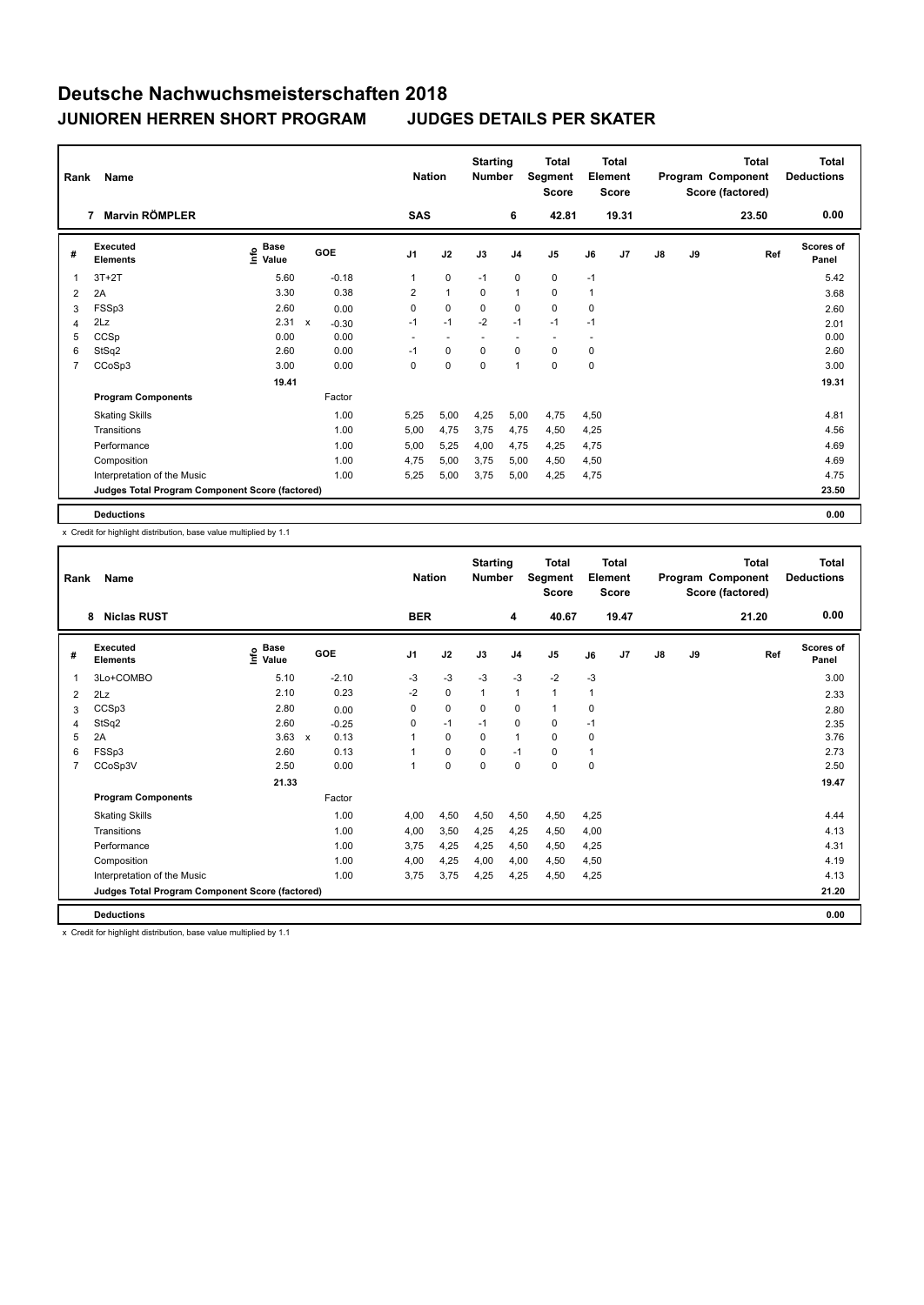# Deutsche Nachwuchsmeisterschaften 2018

## JUNIOREN HERREN SHORT PROGRAM JUDGES DETAILS PER SKATER

| Rank | Name | Nation | Starting Number | Total Segment Score | Total Element Score | Total Program Component Score (factored) | Total Deductions |
|---|---|---|---|---|---|---|---|
| 7 | Marvin RÖMPLER | SAS | 6 | 42.81 | 19.31 | 23.50 | 0.00 |

| # | Executed Elements | Info | Base Value | | GOE | J1 | J2 | J3 | J4 | J5 | J6 | J7 | J8 | J9 | Ref | Scores of Panel |
|---|---|---|---|---|---|---|---|---|---|---|---|---|---|---|---|---|
| 1 | 3T+2T | | 5.60 | | -0.18 | 1 | 0 | -1 | 0 | 0 | -1 | | | | | 5.42 |
| 2 | 2A | | 3.30 | | 0.38 | 2 | 1 | 0 | 1 | 0 | 1 | | | | | 3.68 |
| 3 | FSSp3 | | 2.60 | | 0.00 | 0 | 0 | 0 | 0 | 0 | 0 | | | | | 2.60 |
| 4 | 2Lz | | 2.31 | x | -0.30 | -1 | -1 | -2 | -1 | -1 | -1 | | | | | 2.01 |
| 5 | CCSp | | 0.00 | | 0.00 | - | - | - | - | - | - | | | | | 0.00 |
| 6 | StSq2 | | 2.60 | | 0.00 | -1 | 0 | 0 | 0 | 0 | 0 | | | | | 2.60 |
| 7 | CCoSp3 | | 3.00 | | 0.00 | 0 | 0 | 0 | 1 | 0 | 0 | | | | | 3.00 |
| | | | 19.41 | | | | | | | | | | | | | 19.31 |
| | Program Components | | | | Factor | | | | | | | | | | | |
| | Skating Skills | | | | 1.00 | 5,25 | 5,00 | 4,25 | 5,00 | 4,75 | 4,50 | | | | | 4.81 |
| | Transitions | | | | 1.00 | 5,00 | 4,75 | 3,75 | 4,75 | 4,50 | 4,25 | | | | | 4.56 |
| | Performance | | | | 1.00 | 5,00 | 5,25 | 4,00 | 4,75 | 4,25 | 4,75 | | | | | 4.69 |
| | Composition | | | | 1.00 | 4,75 | 5,00 | 3,75 | 5,00 | 4,50 | 4,50 | | | | | 4.69 |
| | Interpretation of the Music | | | | 1.00 | 5,25 | 5,00 | 3,75 | 5,00 | 4,25 | 4,75 | | | | | 4.75 |
| | Judges Total Program Component Score (factored) | | | | | | | | | | | | | | | 23.50 |
| | Deductions | | | | | | | | | | | | | | | 0.00 |

x Credit for highlight distribution, base value multiplied by 1.1

| Rank | Name | Nation | Starting Number | Total Segment Score | Total Element Score | Total Program Component Score (factored) | Total Deductions |
|---|---|---|---|---|---|---|---|
| 8 | Niclas RUST | BER | 4 | 40.67 | 19.47 | 21.20 | 0.00 |

| # | Executed Elements | Info | Base Value | | GOE | J1 | J2 | J3 | J4 | J5 | J6 | J7 | J8 | J9 | Ref | Scores of Panel |
|---|---|---|---|---|---|---|---|---|---|---|---|---|---|---|---|---|
| 1 | 3Lo+COMBO | | 5.10 | | -2.10 | -3 | -3 | -3 | -3 | -2 | -3 | | | | | 3.00 |
| 2 | 2Lz | | 2.10 | | 0.23 | -2 | 0 | 1 | 1 | 1 | 1 | | | | | 2.33 |
| 3 | CCSp3 | | 2.80 | | 0.00 | 0 | 0 | 0 | 0 | 1 | 0 | | | | | 2.80 |
| 4 | StSq2 | | 2.60 | | -0.25 | 0 | -1 | -1 | 0 | 0 | -1 | | | | | 2.35 |
| 5 | 2A | | 3.63 | x | 0.13 | 1 | 0 | 0 | 1 | 0 | 0 | | | | | 3.76 |
| 6 | FSSp3 | | 2.60 | | 0.13 | 1 | 0 | 0 | -1 | 0 | 1 | | | | | 2.73 |
| 7 | CCoSp3V | | 2.50 | | 0.00 | 1 | 0 | 0 | 0 | 0 | 0 | | | | | 2.50 |
| | | | 21.33 | | | | | | | | | | | | | 19.47 |
| | Program Components | | | | Factor | | | | | | | | | | | |
| | Skating Skills | | | | 1.00 | 4,00 | 4,50 | 4,50 | 4,50 | 4,50 | 4,25 | | | | | 4.44 |
| | Transitions | | | | 1.00 | 4,00 | 3,50 | 4,25 | 4,25 | 4,50 | 4,00 | | | | | 4.13 |
| | Performance | | | | 1.00 | 3,75 | 4,25 | 4,25 | 4,50 | 4,50 | 4,25 | | | | | 4.31 |
| | Composition | | | | 1.00 | 4,00 | 4,25 | 4,00 | 4,00 | 4,50 | 4,50 | | | | | 4.19 |
| | Interpretation of the Music | | | | 1.00 | 3,75 | 3,75 | 4,25 | 4,25 | 4,50 | 4,25 | | | | | 4.13 |
| | Judges Total Program Component Score (factored) | | | | | | | | | | | | | | | 21.20 |
| | Deductions | | | | | | | | | | | | | | | 0.00 |

x Credit for highlight distribution, base value multiplied by 1.1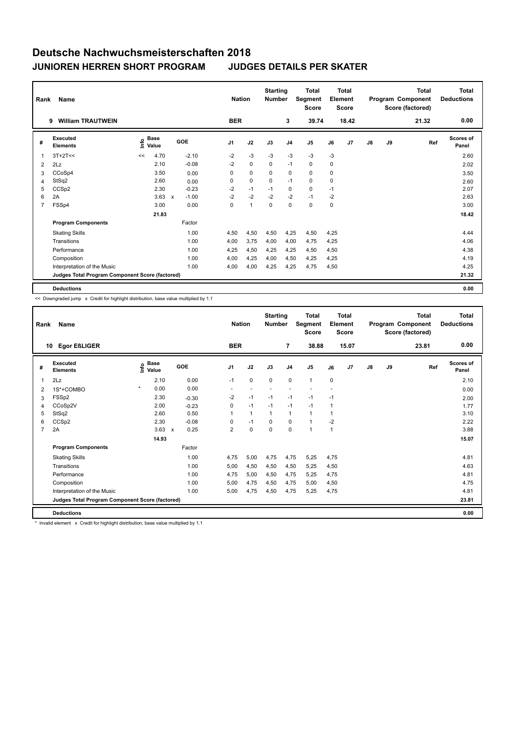# Deutsche Nachwuchsmeisterschaften 2018

## JUNIOREN HERREN SHORT PROGRAM    JUDGES DETAILS PER SKATER

| Rank | Name | Nation | Starting Number | Total Segment Score | Total Element Score | Total Program Component Score (factored) | Total Deductions |
|---|---|---|---|---|---|---|---|
| 9 | William TRAUTWEIN | BER | 3 | 39.74 | 18.42 | 21.32 | 0.00 |

| # | Executed Elements | Info | Base Value | | GOE | J1 | J2 | J3 | J4 | J5 | J6 | J7 | J8 | J9 | Ref | Scores of Panel |
|---|---|---|---|---|---|---|---|---|---|---|---|---|---|---|---|---|
| 1 | 3T+2T<< | << | 4.70 | | -2.10 | -2 | -3 | -3 | -3 | -3 | -3 | | | | | 2.60 |
| 2 | 2Lz | | 2.10 | | -0.08 | -2 | 0 | 0 | -1 | 0 | 0 | | | | | 2.02 |
| 3 | CCoSp4 | | 3.50 | | 0.00 | 0 | 0 | 0 | 0 | 0 | 0 | | | | | 3.50 |
| 4 | StSq2 | | 2.60 | | 0.00 | 0 | 0 | 0 | -1 | 0 | 0 | | | | | 2.60 |
| 5 | CCSp2 | | 2.30 | | -0.23 | -2 | -1 | -1 | 0 | 0 | -1 | | | | | 2.07 |
| 6 | 2A | | 3.63 | x | -1.00 | -2 | -2 | -2 | -2 | -1 | -2 | | | | | 2.63 |
| 7 | FSSp4 | | 3.00 | | 0.00 | 0 | 1 | 0 | 0 | 0 | 0 | | | | | 3.00 |
| | | | 21.83 | | | | | | | | | | | | | 18.42 |
| | **Program Components** | | | | Factor | | | | | | | | | | | |
| | Skating Skills | | | | 1.00 | 4,50 | 4,50 | 4,50 | 4,25 | 4,50 | 4,25 | | | | | 4.44 |
| | Transitions | | | | 1.00 | 4,00 | 3,75 | 4,00 | 4,00 | 4,75 | 4,25 | | | | | 4.06 |
| | Performance | | | | 1.00 | 4,25 | 4,50 | 4,25 | 4,25 | 4,50 | 4,50 | | | | | 4.38 |
| | Composition | | | | 1.00 | 4,00 | 4,25 | 4,00 | 4,50 | 4,25 | 4,25 | | | | | 4.19 |
| | Interpretation of the Music | | | | 1.00 | 4,00 | 4,00 | 4,25 | 4,25 | 4,75 | 4,50 | | | | | 4.25 |
| | **Judges Total Program Component Score (factored)** | | | | | | | | | | | | | | | 21.32 |
| | **Deductions** | | | | | | | | | | | | | | | 0.00 |

<< Downgraded jump x Credit for highlight distribution, base value multiplied by 1.1

| Rank | Name | Nation | Starting Number | Total Segment Score | Total Element Score | Total Program Component Score (factored) | Total Deductions |
|---|---|---|---|---|---|---|---|
| 10 | Egor EßLIGER | BER | 7 | 38.88 | 15.07 | 23.81 | 0.00 |

| # | Executed Elements | Info | Base Value | | GOE | J1 | J2 | J3 | J4 | J5 | J6 | J7 | J8 | J9 | Ref | Scores of Panel |
|---|---|---|---|---|---|---|---|---|---|---|---|---|---|---|---|---|
| 1 | 2Lz | | 2.10 | | 0.00 | -1 | 0 | 0 | 0 | 1 | 0 | | | | | 2.10 |
| 2 | 1S*+COMBO | * | 0.00 | | 0.00 | - | - | - | - | - | - | | | | | 0.00 |
| 3 | FSSp2 | | 2.30 | | -0.30 | -2 | -1 | -1 | -1 | -1 | -1 | | | | | 2.00 |
| 4 | CCoSp2V | | 2.00 | | -0.23 | 0 | -1 | -1 | -1 | -1 | 1 | | | | | 1.77 |
| 5 | StSq2 | | 2.60 | | 0.50 | 1 | 1 | 1 | 1 | 1 | 1 | | | | | 3.10 |
| 6 | CCSp2 | | 2.30 | | -0.08 | 0 | -1 | 0 | 0 | 1 | -2 | | | | | 2.22 |
| 7 | 2A | | 3.63 | x | 0.25 | 2 | 0 | 0 | 0 | 1 | 1 | | | | | 3.88 |
| | | | 14.93 | | | | | | | | | | | | | 15.07 |
| | **Program Components** | | | | Factor | | | | | | | | | | | |
| | Skating Skills | | | | 1.00 | 4,75 | 5,00 | 4,75 | 4,75 | 5,25 | 4,75 | | | | | 4.81 |
| | Transitions | | | | 1.00 | 5,00 | 4,50 | 4,50 | 4,50 | 5,25 | 4,50 | | | | | 4.63 |
| | Performance | | | | 1.00 | 4,75 | 5,00 | 4,50 | 4,75 | 5,25 | 4,75 | | | | | 4.81 |
| | Composition | | | | 1.00 | 5,00 | 4,75 | 4,50 | 4,75 | 5,00 | 4,50 | | | | | 4.75 |
| | Interpretation of the Music | | | | 1.00 | 5,00 | 4,75 | 4,50 | 4,75 | 5,25 | 4,75 | | | | | 4.81 |
| | **Judges Total Program Component Score (factored)** | | | | | | | | | | | | | | | 23.81 |
| | **Deductions** | | | | | | | | | | | | | | | 0.00 |

* Invalid element x Credit for highlight distribution, base value multiplied by 1.1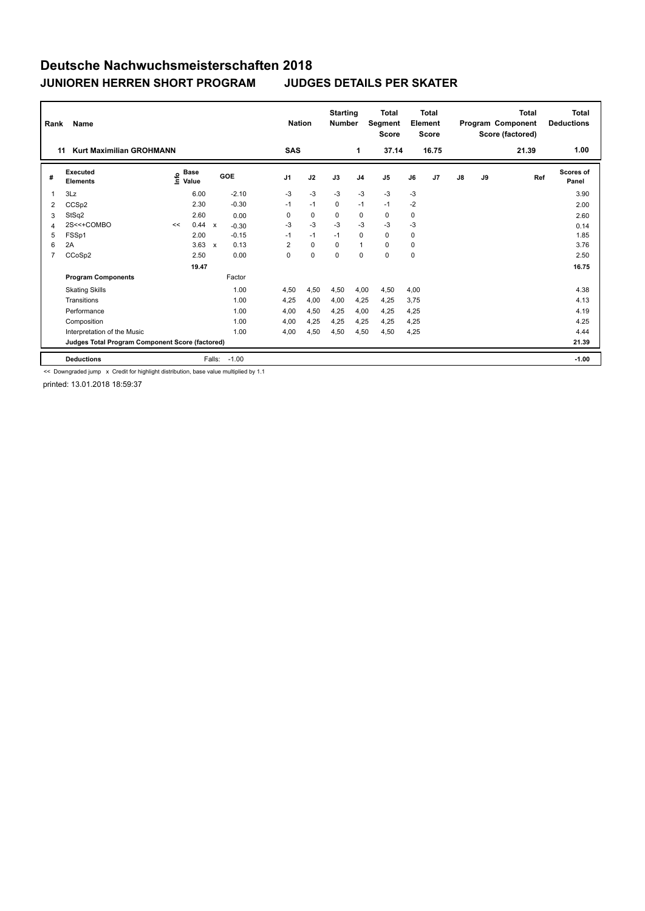# Deutsche Nachwuchsmeisterschaften 2018

## JUNIOREN HERREN SHORT PROGRAM    JUDGES DETAILS PER SKATER

| Rank | Name | Nation | Starting Number | Total Segment Score | Total Element Score | Total Program Component Score (factored) | Total Deductions |
|---|---|---|---|---|---|---|---|
| 11 | Kurt Maximilian GROHMANN | SAS | 1 | 37.14 | 16.75 | 21.39 | 1.00 |

| # | Executed Elements | Info | Base Value | | GOE | J1 | J2 | J3 | J4 | J5 | J6 | J7 | J8 | J9 | Ref | Scores of Panel |
|---|---|---|---|---|---|---|---|---|---|---|---|---|---|---|---|---|
| 1 | 3Lz | | 6.00 | | -2.10 | -3 | -3 | -3 | -3 | -3 | -3 | | | | | 3.90 |
| 2 | CCSp2 | | 2.30 | | -0.30 | -1 | -1 | 0 | -1 | -1 | -2 | | | | | 2.00 |
| 3 | StSq2 | | 2.60 | | 0.00 | 0 | 0 | 0 | 0 | 0 | 0 | | | | | 2.60 |
| 4 | 2S<<+COMBO | << | 0.44 | x | -0.30 | -3 | -3 | -3 | -3 | -3 | -3 | | | | | 0.14 |
| 5 | FSSp1 | | 2.00 | | -0.15 | -1 | -1 | -1 | 0 | 0 | 0 | | | | | 1.85 |
| 6 | 2A | | 3.63 | x | 0.13 | 2 | 0 | 0 | 1 | 0 | 0 | | | | | 3.76 |
| 7 | CCoSp2 | | 2.50 | | 0.00 | 0 | 0 | 0 | 0 | 0 | 0 | | | | | 2.50 |
| | | | 19.47 | | | | | | | | | | | | | 16.75 |
| | **Program Components** | | | | Factor | | | | | | | | | | | |
| | Skating Skills | | | | 1.00 | 4,50 | 4,50 | 4,50 | 4,00 | 4,50 | 4,00 | | | | | 4.38 |
| | Transitions | | | | 1.00 | 4,25 | 4,00 | 4,00 | 4,25 | 4,25 | 3,75 | | | | | 4.13 |
| | Performance | | | | 1.00 | 4,00 | 4,50 | 4,25 | 4,00 | 4,25 | 4,25 | | | | | 4.19 |
| | Composition | | | | 1.00 | 4,00 | 4,25 | 4,25 | 4,25 | 4,25 | 4,25 | | | | | 4.25 |
| | Interpretation of the Music | | | | 1.00 | 4,00 | 4,50 | 4,50 | 4,50 | 4,50 | 4,25 | | | | | 4.44 |
| | **Judges Total Program Component Score (factored)** | | | | | | | | | | | | | | | 21.39 |
| | **Deductions** | | | Falls: | -1.00 | | | | | | | | | | | -1.00 |

<< Downgraded jump x Credit for highlight distribution, base value multiplied by 1.1

printed: 13.01.2018 18:59:37